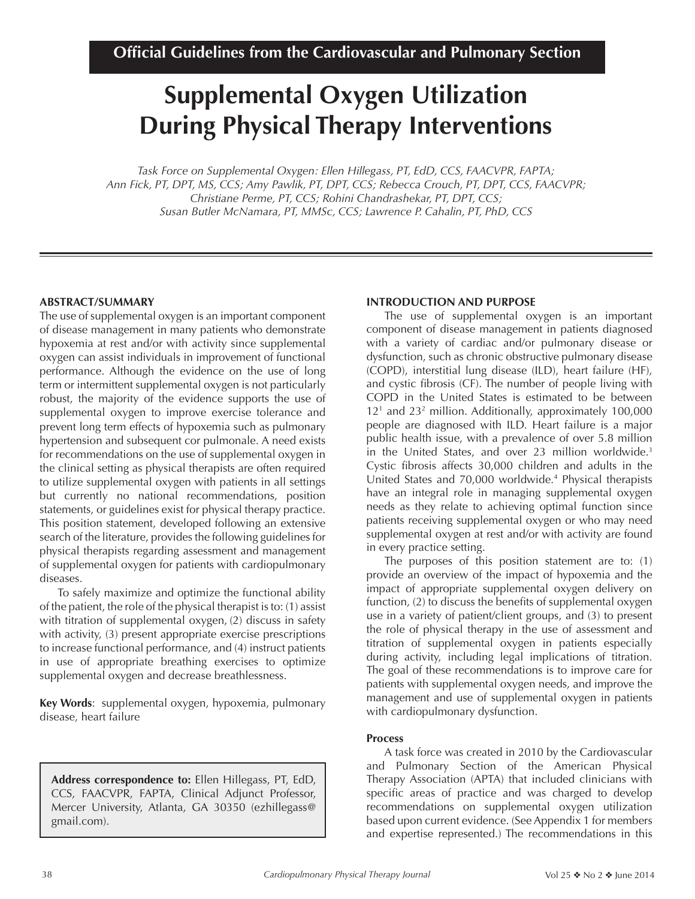**Official Guidelines from the Cardiovascular and Pulmonary Section**

# Supplemental Oxygen Utilization During Physical Therapy Interventions

*Task Force on Supplemental Oxygen: Ellen Hillegass, PT, EdD, CCS, FAACVPR, FAPTA; Ann Fick, PT, DPT, MS, CCS; Amy Pawlik, PT, DPT, CCS; Rebecca Crouch, PT, DPT, CCS, FAACVPR; Christiane Perme, PT, CCS; Rohini Chandrashekar, PT, DPT, CCS; Susan Butler McNamara, PT, MMSc, CCS; Lawrence P. Cahalin, PT, PhD, CCS*

## ABSTRACT/SUMMARY

The use of supplemental oxygen is an important component of disease management in many patients who demonstrate hypoxemia at rest and/or with activity since supplemental oxygen can assist individuals in improvement of functional performance. Although the evidence on the use of long term or intermittent supplemental oxygen is not particularly robust, the majority of the evidence supports the use of supplemental oxygen to improve exercise tolerance and prevent long term effects of hypoxemia such as pulmonary hypertension and subsequent cor pulmonale. A need exists for recommendations on the use of supplemental oxygen in the clinical setting as physical therapists are often required to utilize supplemental oxygen with patients in all settings but currently no national recommendations, position statements, or guidelines exist for physical therapy practice. This position statement, developed following an extensive search of the literature, provides the following guidelines for physical therapists regarding assessment and management of supplemental oxygen for patients with cardiopulmonary diseases.

To safely maximize and optimize the functional ability of the patient, the role of the physical therapist is to: (1) assist with titration of supplemental oxygen, (2) discuss in safety with activity, (3) present appropriate exercise prescriptions to increase functional performance, and (4) instruct patients in use of appropriate breathing exercises to optimize supplemental oxygen and decrease breathlessness.

**Key Words**: supplemental oxygen, hypoxemia, pulmonary disease, heart failure

**Address correspondence to:** Ellen Hillegass, PT, EdD, CCS, FAACVPR, FAPTA, Clinical Adjunct Professor, Mercer University, Atlanta, GA 30350 (ezhillegass@gmail.com).

## INTRODUCTION AND PURPOSE

The use of supplemental oxygen is an important component of disease management in patients diagnosed with a variety of cardiac and/or pulmonary disease or dysfunction, such as chronic obstructive pulmonary disease (COPD), interstitial lung disease (ILD), heart failure (HF), and cystic fibrosis (CF). The number of people living with COPD in the United States is estimated to be between 12[1] and 23[2] million. Additionally, approximately 100,000 people are diagnosed with ILD. Heart failure is a major public health issue, with a prevalence of over 5.8 million in the United States, and over 23 million worldwide.[3] Cystic fibrosis affects 30,000 children and adults in the United States and 70,000 worldwide.[4] Physical therapists have an integral role in managing supplemental oxygen needs as they relate to achieving optimal function since patients receiving supplemental oxygen or who may need supplemental oxygen at rest and/or with activity are found in every practice setting.

The purposes of this position statement are to: (1) provide an overview of the impact of hypoxemia and the impact of appropriate supplemental oxygen delivery on function, (2) to discuss the benefits of supplemental oxygen use in a variety of patient/client groups, and (3) to present the role of physical therapy in the use of assessment and titration of supplemental oxygen in patients especially during activity, including legal implications of titration. The goal of these recommendations is to improve care for patients with supplemental oxygen needs, and improve the management and use of supplemental oxygen in patients with cardiopulmonary dysfunction.

### Process

A task force was created in 2010 by the Cardiovascular and Pulmonary Section of the American Physical Therapy Association (APTA) that included clinicians with specific areas of practice and was charged to develop recommendations on supplemental oxygen utilization based upon current evidence. (See Appendix 1 for members and expertise represented.) The recommendations in this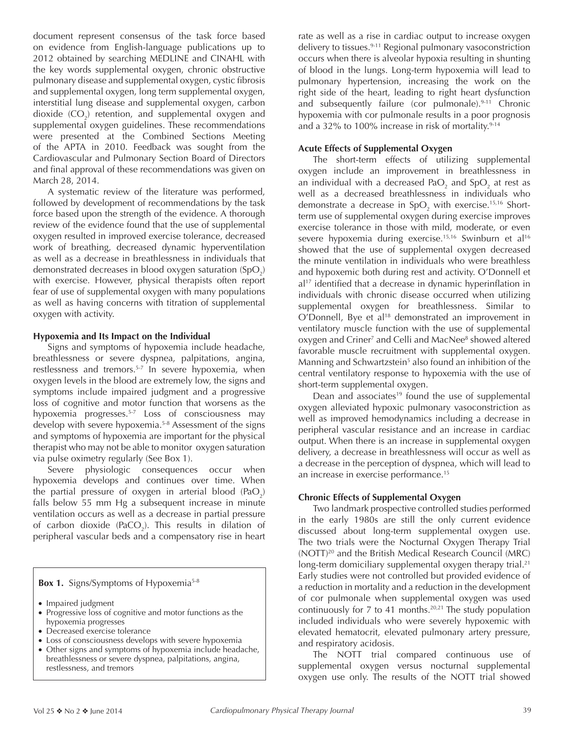document represent consensus of the task force based on evidence from English-language publications up to 2012 obtained by searching MEDLINE and CINAHL with the key words supplemental oxygen, chronic obstructive pulmonary disease and supplemental oxygen, cystic fibrosis and supplemental oxygen, long term supplemental oxygen, interstitial lung disease and supplemental oxygen, carbon dioxide ($CO_2$) retention, and supplemental oxygen and supplemental oxygen guidelines. These recommendations were presented at the Combined Sections Meeting of the APTA in 2010. Feedback was sought from the Cardiovascular and Pulmonary Section Board of Directors and final approval of these recommendations was given on March 28, 2014.

A systematic review of the literature was performed, followed by development of recommendations by the task force based upon the strength of the evidence. A thorough review of the evidence found that the use of supplemental oxygen resulted in improved exercise tolerance, decreased work of breathing, decreased dynamic hyperventilation as well as a decrease in breathlessness in individuals that demonstrated decreases in blood oxygen saturation ($SpO_2$) with exercise. However, physical therapists often report fear of use of supplemental oxygen with many populations as well as having concerns with titration of supplemental oxygen with activity.

#### Hypoxemia and Its Impact on the Individual

Signs and symptoms of hypoxemia include headache, breathlessness or severe dyspnea, palpitations, angina, restlessness and tremors.[5-7] In severe hypoxemia, when oxygen levels in the blood are extremely low, the signs and symptoms include impaired judgment and a progressive loss of cognitive and motor function that worsens as the hypoxemia progresses.[5-7] Loss of consciousness may develop with severe hypoxemia.[5-8] Assessment of the signs and symptoms of hypoxemia are important for the physical therapist who may not be able to monitor oxygen saturation via pulse oximetry regularly (See Box 1).

Severe physiologic consequences occur when hypoxemia develops and continues over time. When the partial pressure of oxygen in arterial blood ($PaO_2$) falls below 55 mm Hg a subsequent increase in minute ventilation occurs as well as a decrease in partial pressure of carbon dioxide ($PaCO_2$). This results in dilation of peripheral vascular beds and a compensatory rise in heart rate as well as a rise in cardiac output to increase oxygen delivery to tissues.[9-11] Regional pulmonary vasoconstriction occurs when there is alveolar hypoxia resulting in shunting of blood in the lungs. Long-term hypoxemia will lead to pulmonary hypertension, increasing the work on the right side of the heart, leading to right heart dysfunction and subsequently failure (cor pulmonale).[9-11] Chronic hypoxemia with cor pulmonale results in a poor prognosis and a 32% to 100% increase in risk of mortality.[9-14]

**Box 1.** Signs/Symptoms of Hypoxemia[5-8]

- Impaired judgment
- Progressive loss of cognitive and motor functions as the hypoxemia progresses
- Decreased exercise tolerance
- Loss of consciousness develops with severe hypoxemia
- Other signs and symptoms of hypoxemia include headache, breathlessness or severe dyspnea, palpitations, angina, restlessness, and tremors

#### Acute Effects of Supplemental Oxygen

The short-term effects of utilizing supplemental oxygen include an improvement in breathlessness in an individual with a decreased $PaO_2$ and $SpO_2$ at rest as well as a decreased breathlessness in individuals who demonstrate a decrease in $SpO_2$ with exercise.[15,16] Short-term use of supplemental oxygen during exercise improves exercise tolerance in those with mild, moderate, or even severe hypoxemia during exercise.[15,16] Swinburn et al[16] showed that the use of supplemental oxygen decreased the minute ventilation in individuals who were breathless and hypoxemic both during rest and activity. O'Donnell et al[17] identified that a decrease in dynamic hyperinflation in individuals with chronic disease occurred when utilizing supplemental oxygen for breathlessness. Similar to O'Donnell, Bye et al[18] demonstrated an improvement in ventilatory muscle function with the use of supplemental oxygen and Criner[7] and Celli and MacNee[8] showed altered favorable muscle recruitment with supplemental oxygen. Manning and Schwartzstein[5] also found an inhibition of the central ventilatory response to hypoxemia with the use of short-term supplemental oxygen.

Dean and associates[19] found the use of supplemental oxygen alleviated hypoxic pulmonary vasoconstriction as well as improved hemodynamics including a decrease in peripheral vascular resistance and an increase in cardiac output. When there is an increase in supplemental oxygen delivery, a decrease in breathlessness will occur as well as a decrease in the perception of dyspnea, which will lead to an increase in exercise performance.[15]

#### Chronic Effects of Supplemental Oxygen

Two landmark prospective controlled studies performed in the early 1980s are still the only current evidence discussed about long-term supplemental oxygen use. The two trials were the Nocturnal Oxygen Therapy Trial (NOTT)[20] and the British Medical Research Council (MRC) long-term domiciliary supplemental oxygen therapy trial.[21] Early studies were not controlled but provided evidence of a reduction in mortality and a reduction in the development of cor pulmonale when supplemental oxygen was used continuously for 7 to 41 months.[20,21] The study population included individuals who were severely hypoxemic with elevated hematocrit, elevated pulmonary artery pressure, and respiratory acidosis.

The NOTT trial compared continuous use of supplemental oxygen versus nocturnal supplemental oxygen use only. The results of the NOTT trial showed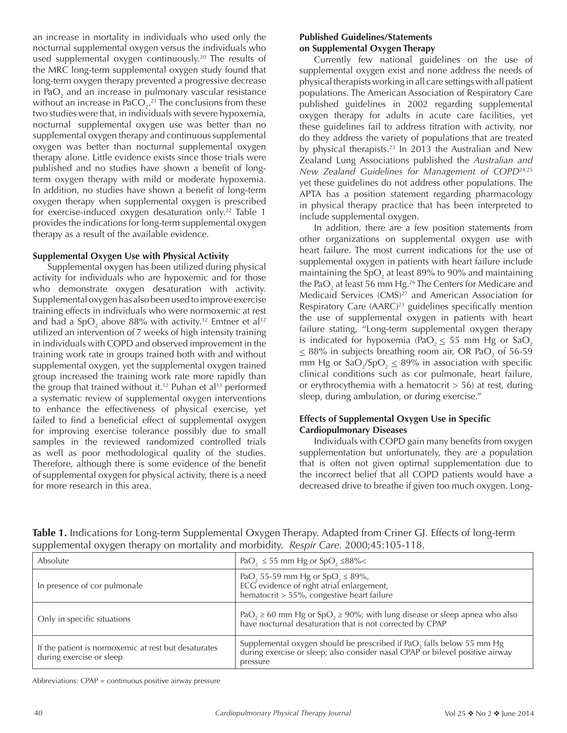an increase in mortality in individuals who used only the nocturnal supplemental oxygen versus the individuals who used supplemental oxygen continuously.[20] The results of the MRC long-term supplemental oxygen study found that long-term oxygen therapy prevented a progressive decrease in $PaO_2$ and an increase in pulmonary vascular resistance without an increase in $PaCO_2$.[21] The conclusions from these two studies were that, in individuals with severe hypoxemia, nocturnal supplemental oxygen use was better than no supplemental oxygen therapy and continuous supplemental oxygen was better than nocturnal supplemental oxygen therapy alone. Little evidence exists since those trials were published and no studies have shown a benefit of long-term oxygen therapy with mild or moderate hypoxemia. In addition, no studies have shown a benefit of long-term oxygen therapy when supplemental oxygen is prescribed for exercise-induced oxygen desaturation only.[22] Table 1 provides the indications for long-term supplemental oxygen therapy as a result of the available evidence.

### Supplemental Oxygen Use with Physical Activity

Supplemental oxygen has been utilized during physical activity for individuals who are hypoxemic and for those who demonstrate oxygen desaturation with activity. Supplemental oxygen has also been used to improve exercise training effects in individuals who were normoxemic at rest and had a $SpO_2$ above 88% with activity.[12] Emtner et al[12] utilized an intervention of 7 weeks of high intensity training in individuals with COPD and observed improvement in the training work rate in groups trained both with and without supplemental oxygen, yet the supplemental oxygen trained group increased the training work rate more rapidly than the group that trained without it.[12] Puhan et al[13] performed a systematic review of supplemental oxygen interventions to enhance the effectiveness of physical exercise, yet failed to find a beneficial effect of supplemental oxygen for improving exercise tolerance possibly due to small samples in the reviewed randomized controlled trials as well as poor methodological quality of the studies. Therefore, although there is some evidence of the benefit of supplemental oxygen for physical activity, there is a need for more research in this area.

### Published Guidelines/Statements on Supplemental Oxygen Therapy

Currently few national guidelines on the use of supplemental oxygen exist and none address the needs of physical therapists working in all care settings with all patient populations. The American Association of Respiratory Care published guidelines in 2002 regarding supplemental oxygen therapy for adults in acute care facilities, yet these guidelines fail to address titration with activity, nor do they address the variety of populations that are treated by physical therapists.[23] In 2013 the Australian and New Zealand Lung Associations published the *Australian and New Zealand Guidelines for Management of COPD*[24,25] yet these guidelines do not address other populations. The APTA has a position statement regarding pharmacology in physical therapy practice that has been interpreted to include supplemental oxygen.

In addition, there are a few position statements from other organizations on supplemental oxygen use with heart failure. The most current indications for the use of supplemental oxygen in patients with heart failure include maintaining the $SpO_2$ at least 89% to 90% and maintaining the $PaO_2$ at least 56 mm Hg.[26] The Centers for Medicare and Medicaid Services (CMS)[27] and American Association for Respiratory Care (AARC)[23] guidelines specifically mention the use of supplemental oxygen in patients with heart failure stating, "Long-term supplemental oxygen therapy is indicated for hypoxemia ($PaO_2 \leq 55$ mm Hg or $SaO_2 \leq 88\%$ in subjects breathing room air, OR $PaO_2$ of 56-59 mm Hg or $SaO_2/SpO_2 \leq 89\%$ in association with specific clinical conditions such as cor pulmonale, heart failure, or erythrocythemia with a hematocrit > 56) at rest, during sleep, during ambulation, or during exercise."

### Effects of Supplemental Oxygen Use in Specific Cardiopulmonary Diseases

Individuals with COPD gain many benefits from oxygen supplementation but unfortunately, they are a population that is often not given optimal supplementation due to the incorrect belief that all COPD patients would have a decreased drive to breathe if given too much oxygen. Long-

**Table 1.** Indications for Long-term Supplemental Oxygen Therapy. Adapted from Criner GJ. Effects of long-term supplemental oxygen therapy on mortality and morbidity. *Respir Care.* 2000;45:105-118.

| | |
|---|---|
| Absolute | $PaO_2 \leq 55$ mm Hg or $SpO_2 \leq 88\%<$ |
| In presence of cor pulmonale | $PaO_2$ 55-59 mm Hg or $SpO_2 \leq 89\%$, ECG evidence of right atrial enlargement, hematocrit > 55%, congestive heart failure |
| Only in specific situations | $PaO_2 \geq 60$ mm Hg or $SpO_2 \geq 90\%$; with lung disease or sleep apnea who also have nocturnal desaturation that is not corrected by CPAP |
| If the patient is normoxemic at rest but desaturates during exercise or sleep | Supplemental oxygen should be prescribed if $PaO_2$ falls below 55 mm Hg during exercise or sleep; also consider nasal CPAP or bilevel positive airway pressure |

Abbreviations: CPAP = continuous positive airway pressure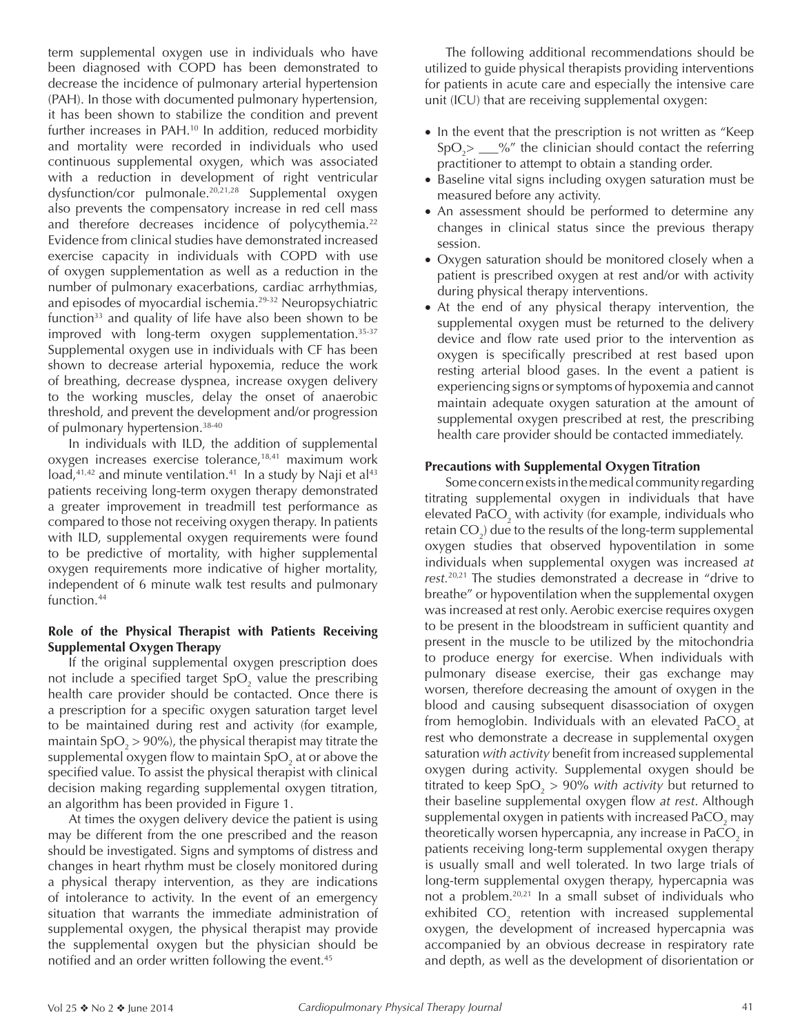term supplemental oxygen use in individuals who have been diagnosed with COPD has been demonstrated to decrease the incidence of pulmonary arterial hypertension (PAH). In those with documented pulmonary hypertension, it has been shown to stabilize the condition and prevent further increases in PAH.[10] In addition, reduced morbidity and mortality were recorded in individuals who used continuous supplemental oxygen, which was associated with a reduction in development of right ventricular dysfunction/cor pulmonale.[20,21,28] Supplemental oxygen also prevents the compensatory increase in red cell mass and therefore decreases incidence of polycythemia.[22] Evidence from clinical studies have demonstrated increased exercise capacity in individuals with COPD with use of oxygen supplementation as well as a reduction in the number of pulmonary exacerbations, cardiac arrhythmias, and episodes of myocardial ischemia.[29-32] Neuropsychiatric function[33] and quality of life have also been shown to be improved with long-term oxygen supplementation.[35-37] Supplemental oxygen use in individuals with CF has been shown to decrease arterial hypoxemia, reduce the work of breathing, decrease dyspnea, increase oxygen delivery to the working muscles, delay the onset of anaerobic threshold, and prevent the development and/or progression of pulmonary hypertension.[38-40]

In individuals with ILD, the addition of supplemental oxygen increases exercise tolerance,[18,41] maximum work load,[41,42] and minute ventilation.[41] In a study by Naji et al[43] patients receiving long-term oxygen therapy demonstrated a greater improvement in treadmill test performance as compared to those not receiving oxygen therapy. In patients with ILD, supplemental oxygen requirements were found to be predictive of mortality, with higher supplemental oxygen requirements more indicative of higher mortality, independent of 6 minute walk test results and pulmonary function.[44]

**Role of the Physical Therapist with Patients Receiving Supplemental Oxygen Therapy**

If the original supplemental oxygen prescription does not include a specified target $SpO_2$ value the prescribing health care provider should be contacted. Once there is a prescription for a specific oxygen saturation target level to be maintained during rest and activity (for example, maintain $SpO_2 > 90\%$), the physical therapist may titrate the supplemental oxygen flow to maintain $SpO_2$ at or above the specified value. To assist the physical therapist with clinical decision making regarding supplemental oxygen titration, an algorithm has been provided in Figure 1.

At times the oxygen delivery device the patient is using may be different from the one prescribed and the reason should be investigated. Signs and symptoms of distress and changes in heart rhythm must be closely monitored during a physical therapy intervention, as they are indications of intolerance to activity. In the event of an emergency situation that warrants the immediate administration of supplemental oxygen, the physical therapist may provide the supplemental oxygen but the physician should be notified and an order written following the event.[45]

The following additional recommendations should be utilized to guide physical therapists providing interventions for patients in acute care and especially the intensive care unit (ICU) that are receiving supplemental oxygen:

- In the event that the prescription is not written as "Keep $SpO_2 >$ ___%" the clinician should contact the referring practitioner to attempt to obtain a standing order.
- Baseline vital signs including oxygen saturation must be measured before any activity.
- An assessment should be performed to determine any changes in clinical status since the previous therapy session.
- Oxygen saturation should be monitored closely when a patient is prescribed oxygen at rest and/or with activity during physical therapy interventions.
- At the end of any physical therapy intervention, the supplemental oxygen must be returned to the delivery device and flow rate used prior to the intervention as oxygen is specifically prescribed at rest based upon resting arterial blood gases. In the event a patient is experiencing signs or symptoms of hypoxemia and cannot maintain adequate oxygen saturation at the amount of supplemental oxygen prescribed at rest, the prescribing health care provider should be contacted immediately.

**Precautions with Supplemental Oxygen Titration**

Some concern exists in the medical community regarding titrating supplemental oxygen in individuals that have elevated $PaCO_2$ with activity (for example, individuals who retain $CO_2$) due to the results of the long-term supplemental oxygen studies that observed hypoventilation in some individuals when supplemental oxygen was increased *at rest*.[20,21] The studies demonstrated a decrease in "drive to breathe" or hypoventilation when the supplemental oxygen was increased at rest only. Aerobic exercise requires oxygen to be present in the bloodstream in sufficient quantity and present in the muscle to be utilized by the mitochondria to produce energy for exercise. When individuals with pulmonary disease exercise, their gas exchange may worsen, therefore decreasing the amount of oxygen in the blood and causing subsequent disassociation of oxygen from hemoglobin. Individuals with an elevated $PaCO_2$ at rest who demonstrate a decrease in supplemental oxygen saturation *with activity* benefit from increased supplemental oxygen during activity. Supplemental oxygen should be titrated to keep $SpO_2 > 90\%$ *with activity* but returned to their baseline supplemental oxygen flow *at rest*. Although supplemental oxygen in patients with increased $PaCO_2$ may theoretically worsen hypercapnia, any increase in $PaCO_2$ in patients receiving long-term supplemental oxygen therapy is usually small and well tolerated. In two large trials of long-term supplemental oxygen therapy, hypercapnia was not a problem.[20,21] In a small subset of individuals who exhibited $CO_2$ retention with increased supplemental oxygen, the development of increased hypercapnia was accompanied by an obvious decrease in respiratory rate and depth, as well as the development of disorientation or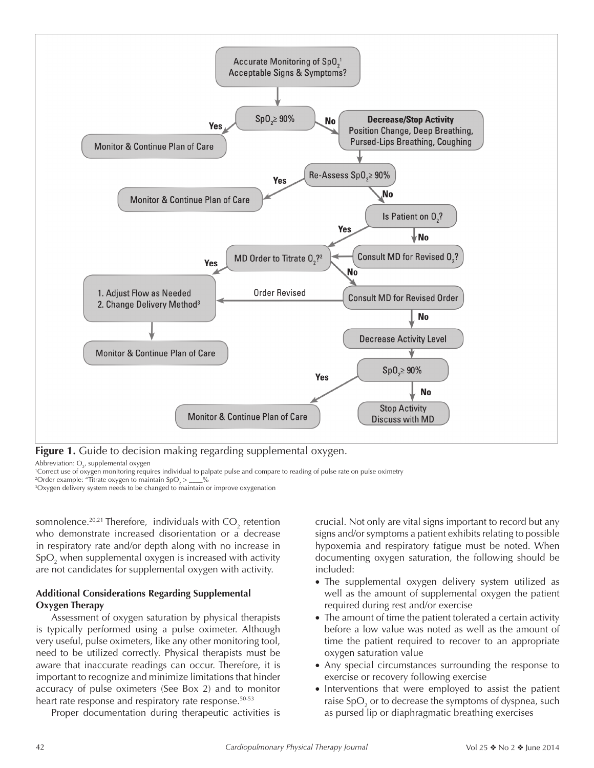Accurate Monitoring of $SpO_2$[1]
Acceptable Signs & Symptoms?

$SpO_2 \geq 90\%$

Yes → Monitor & Continue Plan of Care

No → **Decrease/Stop Activity** Position Change, Deep Breathing, Pursed-Lips Breathing, Coughing

Re-Assess $SpO_2 \geq 90\%$

Yes → Monitor & Continue Plan of Care

No → Is Patient on $O_2$?

Yes → MD Order to Titrate $O_2$?[2]

No → Consult MD for Revised $O_2$?

MD Order to Titrate $O_2$? Yes → 1. Adjust Flow as Needed 2. Change Delivery Method[3] → Monitor & Continue Plan of Care

MD Order to Titrate $O_2$? No → Consult MD for Revised Order

Consult MD for Revised Order → Order Revised → 1. Adjust Flow as Needed 2. Change Delivery Method[3]

Consult MD for Revised Order → No → Decrease Activity Level

$SpO_2 \geq 90\%$

Yes → Monitor & Continue Plan of Care

No → Stop Activity Discuss with MD

**Figure 1.** Guide to decision making regarding supplemental oxygen.

Abbreviation: $O_2$, supplemental oxygen

[1]Correct use of oxygen monitoring requires individual to palpate pulse and compare to reading of pulse rate on pulse oximetry

[2]Order example: "Titrate oxygen to maintain $SpO_2$ > ____%

[3]Oxygen delivery system needs to be changed to maintain or improve oxygenation

somnolence.[20,21] Therefore, individuals with $CO_2$ retention who demonstrate increased disorientation or a decrease in respiratory rate and/or depth along with no increase in $SpO_2$ when supplemental oxygen is increased with activity are not candidates for supplemental oxygen with activity.

### Additional Considerations Regarding Supplemental Oxygen Therapy

Assessment of oxygen saturation by physical therapists is typically performed using a pulse oximeter. Although very useful, pulse oximeters, like any other monitoring tool, need to be utilized correctly. Physical therapists must be aware that inaccurate readings can occur. Therefore, it is important to recognize and minimize limitations that hinder accuracy of pulse oximeters (See Box 2) and to monitor heart rate response and respiratory rate response.[50-53]

Proper documentation during therapeutic activities is crucial. Not only are vital signs important to record but any signs and/or symptoms a patient exhibits relating to possible hypoxemia and respiratory fatigue must be noted. When documenting oxygen saturation, the following should be included:

- The supplemental oxygen delivery system utilized as well as the amount of supplemental oxygen the patient required during rest and/or exercise
- The amount of time the patient tolerated a certain activity before a low value was noted as well as the amount of time the patient required to recover to an appropriate oxygen saturation value
- Any special circumstances surrounding the response to exercise or recovery following exercise
- Interventions that were employed to assist the patient raise $SpO_2$ or to decrease the symptoms of dyspnea, such as pursed lip or diaphragmatic breathing exercises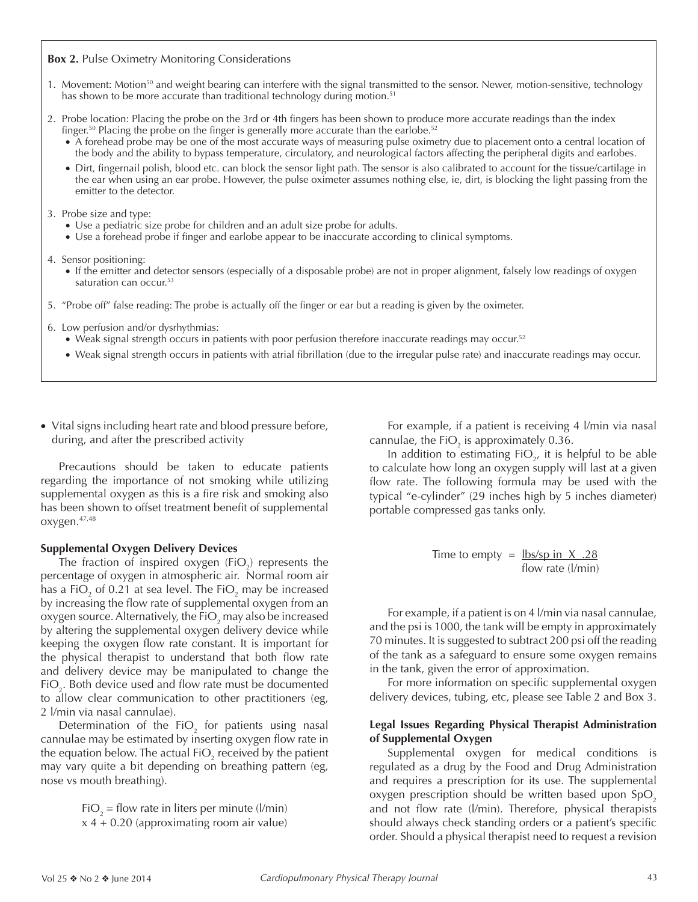**Box 2.** Pulse Oximetry Monitoring Considerations

1. Movement: Motion[50] and weight bearing can interfere with the signal transmitted to the sensor. Newer, motion-sensitive, technology has shown to be more accurate than traditional technology during motion.[51]
2. Probe location: Placing the probe on the 3rd or 4th fingers has been shown to produce more accurate readings than the index finger.[50] Placing the probe on the finger is generally more accurate than the earlobe.[52]
   - A forehead probe may be one of the most accurate ways of measuring pulse oximetry due to placement onto a central location of the body and the ability to bypass temperature, circulatory, and neurological factors affecting the peripheral digits and earlobes.
   - Dirt, fingernail polish, blood etc. can block the sensor light path. The sensor is also calibrated to account for the tissue/cartilage in the ear when using an ear probe. However, the pulse oximeter assumes nothing else, ie, dirt, is blocking the light passing from the emitter to the detector.
3. Probe size and type:
   - Use a pediatric size probe for children and an adult size probe for adults.
   - Use a forehead probe if finger and earlobe appear to be inaccurate according to clinical symptoms.
4. Sensor positioning:
   - If the emitter and detector sensors (especially of a disposable probe) are not in proper alignment, falsely low readings of oxygen saturation can occur.[53]
5. "Probe off" false reading: The probe is actually off the finger or ear but a reading is given by the oximeter.
6. Low perfusion and/or dysrhythmias:
   - Weak signal strength occurs in patients with poor perfusion therefore inaccurate readings may occur.[52]
   - Weak signal strength occurs in patients with atrial fibrillation (due to the irregular pulse rate) and inaccurate readings may occur.

- Vital signs including heart rate and blood pressure before, during, and after the prescribed activity

Precautions should be taken to educate patients regarding the importance of not smoking while utilizing supplemental oxygen as this is a fire risk and smoking also has been shown to offset treatment benefit of supplemental oxygen.[47,48]

### Supplemental Oxygen Delivery Devices

The fraction of inspired oxygen ($FiO_2$) represents the percentage of oxygen in atmospheric air. Normal room air has a $FiO_2$ of 0.21 at sea level. The $FiO_2$ may be increased by increasing the flow rate of supplemental oxygen from an oxygen source. Alternatively, the $FiO_2$ may also be increased by altering the supplemental oxygen delivery device while keeping the oxygen flow rate constant. It is important for the physical therapist to understand that both flow rate and delivery device may be manipulated to change the $FiO_2$. Both device used and flow rate must be documented to allow clear communication to other practitioners (eg, 2 l/min via nasal cannulae).

Determination of the $FiO_2$ for patients using nasal cannulae may be estimated by inserting oxygen flow rate in the equation below. The actual $FiO_2$ received by the patient may vary quite a bit depending on breathing pattern (eg, nose vs mouth breathing).

$$FiO_2 = \text{flow rate in liters per minute (l/min)} \times 4 + 0.20 \text{ (approximating room air value)}$$

For example, if a patient is receiving 4 l/min via nasal cannulae, the $FiO_2$ is approximately 0.36.

In addition to estimating $FiO_2$, it is helpful to be able to calculate how long an oxygen supply will last at a given flow rate. The following formula may be used with the typical "e-cylinder" (29 inches high by 5 inches diameter) portable compressed gas tanks only.

$$\text{Time to empty} = \frac{\text{lbs/sp in} \times .28}{\text{flow rate (l/min)}}$$

For example, if a patient is on 4 l/min via nasal cannulae, and the psi is 1000, the tank will be empty in approximately 70 minutes. It is suggested to subtract 200 psi off the reading of the tank as a safeguard to ensure some oxygen remains in the tank, given the error of approximation.

For more information on specific supplemental oxygen delivery devices, tubing, etc, please see Table 2 and Box 3.

### Legal Issues Regarding Physical Therapist Administration of Supplemental Oxygen

Supplemental oxygen for medical conditions is regulated as a drug by the Food and Drug Administration and requires a prescription for its use. The supplemental oxygen prescription should be written based upon $SpO_2$ and not flow rate (l/min). Therefore, physical therapists should always check standing orders or a patient's specific order. Should a physical therapist need to request a revision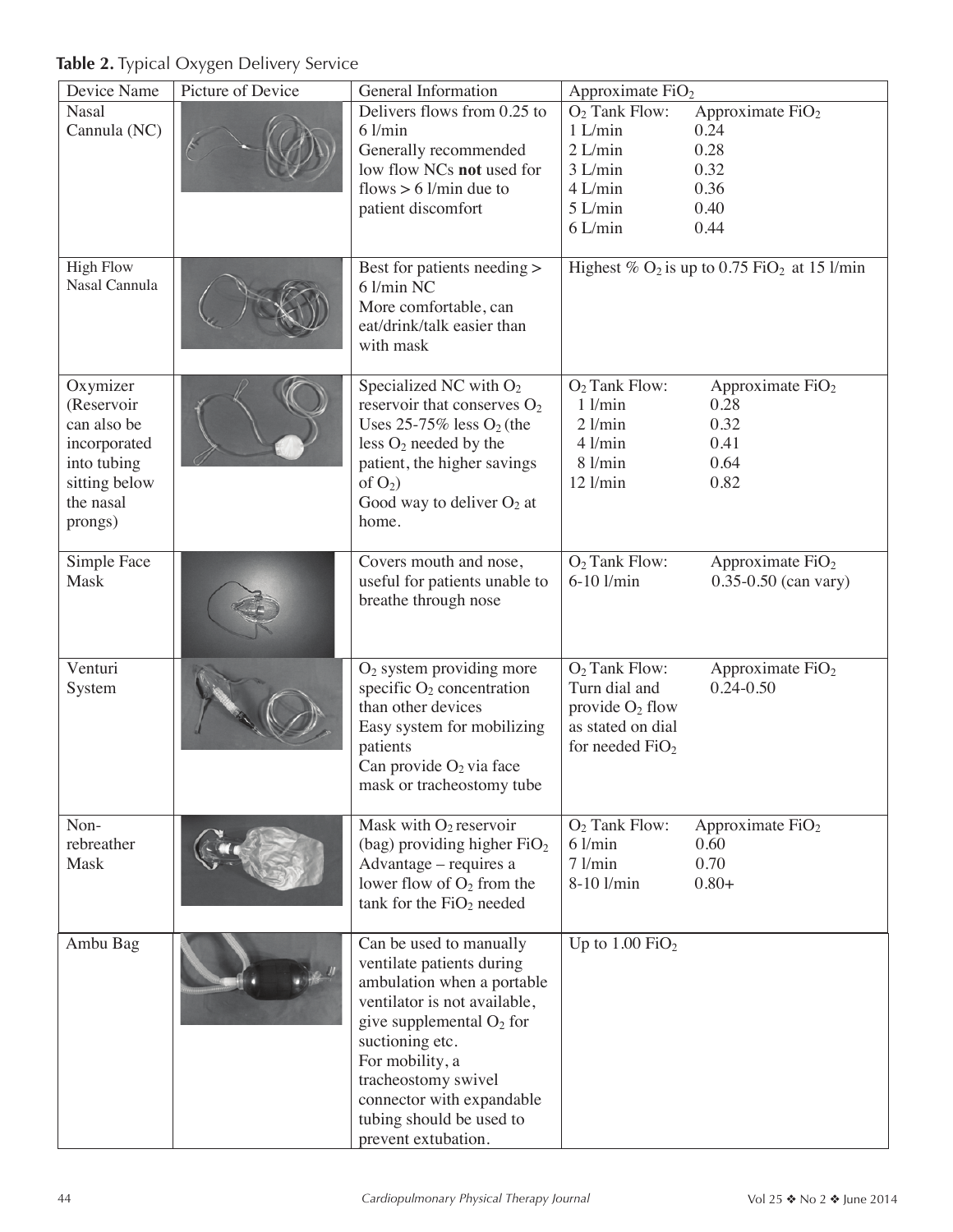**Table 2.** Typical Oxygen Delivery Service

| Device Name | Picture of Device | General Information | Approximate $FiO_2$ |
| --- | --- | --- | --- |
| Nasal Cannula (NC) | | Delivers flows from 0.25 to 6 l/min<br>Generally recommended low flow NCs **not** used for flows > 6 l/min due to patient discomfort | $O_2$ Tank Flow: Approximate $FiO_2$<br>1 L/min 0.24<br>2 L/min 0.28<br>3 L/min 0.32<br>4 L/min 0.36<br>5 L/min 0.40<br>6 L/min 0.44 |
| High Flow Nasal Cannula | | Best for patients needing > 6 l/min NC<br>More comfortable, can eat/drink/talk easier than with mask | Highest % $O_2$ is up to 0.75 $FiO_2$ at 15 l/min |
| Oxymizer (Reservoir can also be incorporated into tubing sitting below the nasal prongs) | | Specialized NC with $O_2$ reservoir that conserves $O_2$<br>Uses 25-75% less $O_2$ (the less $O_2$ needed by the patient, the higher savings of $O_2$)<br>Good way to deliver $O_2$ at home. | $O_2$ Tank Flow: Approximate $FiO_2$<br>1 l/min 0.28<br>2 l/min 0.32<br>4 l/min 0.41<br>8 l/min 0.64<br>12 l/min 0.82 |
| Simple Face Mask | | Covers mouth and nose, useful for patients unable to breathe through nose | $O_2$ Tank Flow: Approximate $FiO_2$<br>6-10 l/min 0.35-0.50 (can vary) |
| Venturi System | | $O_2$ system providing more specific $O_2$ concentration than other devices<br>Easy system for mobilizing patients<br>Can provide $O_2$ via face mask or tracheostomy tube | $O_2$ Tank Flow: Approximate $FiO_2$<br>Turn dial and provide $O_2$ flow as stated on dial for needed $FiO_2$ 0.24-0.50 |
| Non-rebreather Mask | | Mask with $O_2$ reservoir (bag) providing higher $FiO_2$<br>Advantage – requires a lower flow of $O_2$ from the tank for the $FiO_2$ needed | $O_2$ Tank Flow: Approximate $FiO_2$<br>6 l/min 0.60<br>7 l/min 0.70<br>8-10 l/min 0.80+ |
| Ambu Bag | | Can be used to manually ventilate patients during ambulation when a portable ventilator is not available, give supplemental $O_2$ for suctioning etc.<br>For mobility, a tracheostomy swivel connector with expandable tubing should be used to prevent extubation. | Up to 1.00 $FiO_2$ |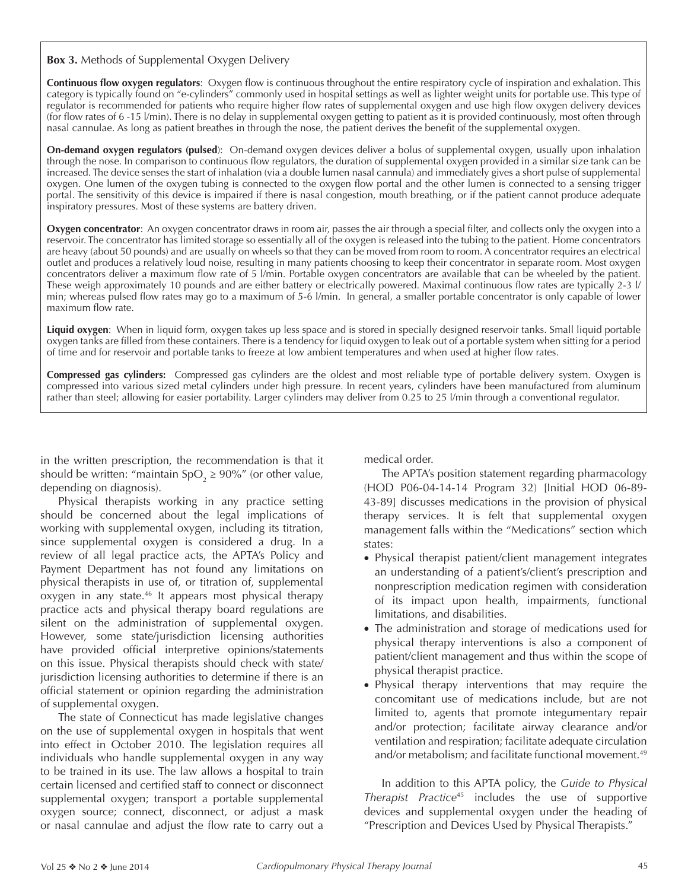**Box 3.** Methods of Supplemental Oxygen Delivery

**Continuous flow oxygen regulators**: Oxygen flow is continuous throughout the entire respiratory cycle of inspiration and exhalation. This category is typically found on "e-cylinders" commonly used in hospital settings as well as lighter weight units for portable use. This type of regulator is recommended for patients who require higher flow rates of supplemental oxygen and use high flow oxygen delivery devices (for flow rates of 6 -15 l/min). There is no delay in supplemental oxygen getting to patient as it is provided continuously, most often through nasal cannulae. As long as patient breathes in through the nose, the patient derives the benefit of the supplemental oxygen.

**On-demand oxygen regulators (pulsed)**: On-demand oxygen devices deliver a bolus of supplemental oxygen, usually upon inhalation through the nose. In comparison to continuous flow regulators, the duration of supplemental oxygen provided in a similar size tank can be increased. The device senses the start of inhalation (via a double lumen nasal cannula) and immediately gives a short pulse of supplemental oxygen. One lumen of the oxygen tubing is connected to the oxygen flow portal and the other lumen is connected to a sensing trigger portal. The sensitivity of this device is impaired if there is nasal congestion, mouth breathing, or if the patient cannot produce adequate inspiratory pressures. Most of these systems are battery driven.

**Oxygen concentrator**: An oxygen concentrator draws in room air, passes the air through a special filter, and collects only the oxygen into a reservoir. The concentrator has limited storage so essentially all of the oxygen is released into the tubing to the patient. Home concentrators are heavy (about 50 pounds) and are usually on wheels so that they can be moved from room to room. A concentrator requires an electrical outlet and produces a relatively loud noise, resulting in many patients choosing to keep their concentrator in separate room. Most oxygen concentrators deliver a maximum flow rate of 5 l/min. Portable oxygen concentrators are available that can be wheeled by the patient. These weigh approximately 10 pounds and are either battery or electrically powered. Maximal continuous flow rates are typically 2-3 l/min; whereas pulsed flow rates may go to a maximum of 5-6 l/min. In general, a smaller portable concentrator is only capable of lower maximum flow rate.

**Liquid oxygen**: When in liquid form, oxygen takes up less space and is stored in specially designed reservoir tanks. Small liquid portable oxygen tanks are filled from these containers. There is a tendency for liquid oxygen to leak out of a portable system when sitting for a period of time and for reservoir and portable tanks to freeze at low ambient temperatures and when used at higher flow rates.

**Compressed gas cylinders:** Compressed gas cylinders are the oldest and most reliable type of portable delivery system. Oxygen is compressed into various sized metal cylinders under high pressure. In recent years, cylinders have been manufactured from aluminum rather than steel; allowing for easier portability. Larger cylinders may deliver from 0.25 to 25 l/min through a conventional regulator.

in the written prescription, the recommendation is that it should be written: "maintain $SpO_2 \geq 90\%$" (or other value, depending on diagnosis).

Physical therapists working in any practice setting should be concerned about the legal implications of working with supplemental oxygen, including its titration, since supplemental oxygen is considered a drug. In a review of all legal practice acts, the APTA's Policy and Payment Department has not found any limitations on physical therapists in use of, or titration of, supplemental oxygen in any state.[46] It appears most physical therapy practice acts and physical therapy board regulations are silent on the administration of supplemental oxygen. However, some state/jurisdiction licensing authorities have provided official interpretive opinions/statements on this issue. Physical therapists should check with state/jurisdiction licensing authorities to determine if there is an official statement or opinion regarding the administration of supplemental oxygen.

The state of Connecticut has made legislative changes on the use of supplemental oxygen in hospitals that went into effect in October 2010. The legislation requires all individuals who handle supplemental oxygen in any way to be trained in its use. The law allows a hospital to train certain licensed and certified staff to connect or disconnect supplemental oxygen; transport a portable supplemental oxygen source; connect, disconnect, or adjust a mask or nasal cannulae and adjust the flow rate to carry out a medical order.

The APTA's position statement regarding pharmacology (HOD P06-04-14-14 Program 32) [Initial HOD 06-89-43-89] discusses medications in the provision of physical therapy services. It is felt that supplemental oxygen management falls within the "Medications" section which states:

- Physical therapist patient/client management integrates an understanding of a patient's/client's prescription and nonprescription medication regimen with consideration of its impact upon health, impairments, functional limitations, and disabilities.
- The administration and storage of medications used for physical therapy interventions is also a component of patient/client management and thus within the scope of physical therapist practice.
- Physical therapy interventions that may require the concomitant use of medications include, but are not limited to, agents that promote integumentary repair and/or protection; facilitate airway clearance and/or ventilation and respiration; facilitate adequate circulation and/or metabolism; and facilitate functional movement.[49]

In addition to this APTA policy, the *Guide to Physical Therapist Practice*[45] includes the use of supportive devices and supplemental oxygen under the heading of "Prescription and Devices Used by Physical Therapists."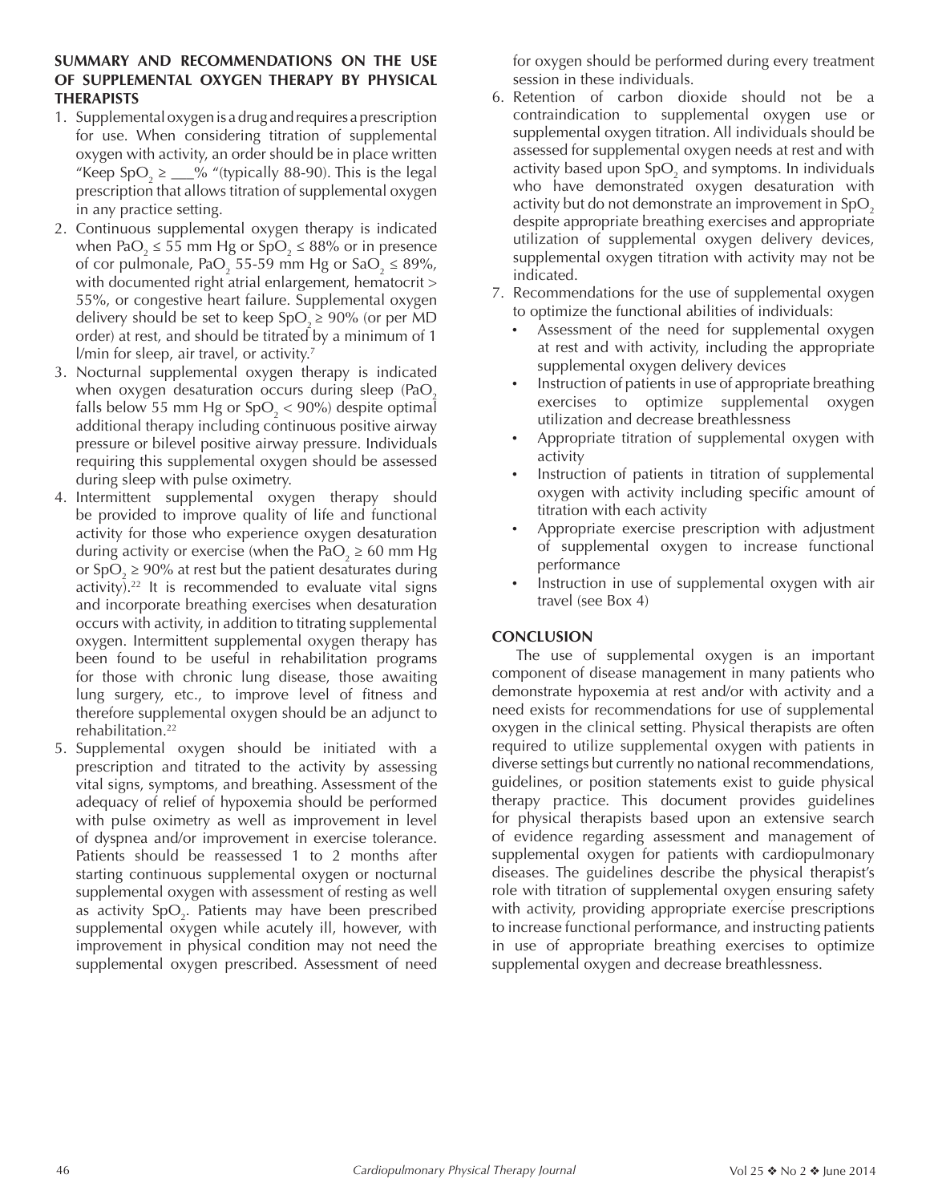## SUMMARY AND RECOMMENDATIONS ON THE USE OF SUPPLEMENTAL OXYGEN THERAPY BY PHYSICAL THERAPISTS

1. Supplemental oxygen is a drug and requires a prescription for use. When considering titration of supplemental oxygen with activity, an order should be in place written "Keep $SpO_2 \geq$ ___% "(typically 88-90). This is the legal prescription that allows titration of supplemental oxygen in any practice setting.
2. Continuous supplemental oxygen therapy is indicated when $PaO_2 \leq 55$ mm Hg or $SpO_2 \leq 88\%$ or in presence of cor pulmonale, $PaO_2$ 55-59 mm Hg or $SaO_2 \leq 89\%$, with documented right atrial enlargement, hematocrit > 55%, or congestive heart failure. Supplemental oxygen delivery should be set to keep $SpO_2 \geq 90\%$ (or per MD order) at rest, and should be titrated by a minimum of 1 l/min for sleep, air travel, or activity.[7]
3. Nocturnal supplemental oxygen therapy is indicated when oxygen desaturation occurs during sleep ($PaO_2$ falls below 55 mm Hg or $SpO_2 < 90\%$) despite optimal additional therapy including continuous positive airway pressure or bilevel positive airway pressure. Individuals requiring this supplemental oxygen should be assessed during sleep with pulse oximetry.
4. Intermittent supplemental oxygen therapy should be provided to improve quality of life and functional activity for those who experience oxygen desaturation during activity or exercise (when the $PaO_2 \geq 60$ mm Hg or $SpO_2 \geq 90\%$ at rest but the patient desaturates during activity).[22] It is recommended to evaluate vital signs and incorporate breathing exercises when desaturation occurs with activity, in addition to titrating supplemental oxygen. Intermittent supplemental oxygen therapy has been found to be useful in rehabilitation programs for those with chronic lung disease, those awaiting lung surgery, etc., to improve level of fitness and therefore supplemental oxygen should be an adjunct to rehabilitation.[22]
5. Supplemental oxygen should be initiated with a prescription and titrated to the activity by assessing vital signs, symptoms, and breathing. Assessment of the adequacy of relief of hypoxemia should be performed with pulse oximetry as well as improvement in level of dyspnea and/or improvement in exercise tolerance. Patients should be reassessed 1 to 2 months after starting continuous supplemental oxygen or nocturnal supplemental oxygen with assessment of resting as well as activity $SpO_2$. Patients may have been prescribed supplemental oxygen while acutely ill, however, with improvement in physical condition may not need the supplemental oxygen prescribed. Assessment of need for oxygen should be performed during every treatment session in these individuals.
6. Retention of carbon dioxide should not be a contraindication to supplemental oxygen use or supplemental oxygen titration. All individuals should be assessed for supplemental oxygen needs at rest and with activity based upon $SpO_2$ and symptoms. In individuals who have demonstrated oxygen desaturation with activity but do not demonstrate an improvement in $SpO_2$ despite appropriate breathing exercises and appropriate utilization of supplemental oxygen delivery devices, supplemental oxygen titration with activity may not be indicated.
7. Recommendations for the use of supplemental oxygen to optimize the functional abilities of individuals:
   - Assessment of the need for supplemental oxygen at rest and with activity, including the appropriate supplemental oxygen delivery devices
   - Instruction of patients in use of appropriate breathing exercises to optimize supplemental oxygen utilization and decrease breathlessness
   - Appropriate titration of supplemental oxygen with activity
   - Instruction of patients in titration of supplemental oxygen with activity including specific amount of titration with each activity
   - Appropriate exercise prescription with adjustment of supplemental oxygen to increase functional performance
   - Instruction in use of supplemental oxygen with air travel (see Box 4)

## CONCLUSION

The use of supplemental oxygen is an important component of disease management in many patients who demonstrate hypoxemia at rest and/or with activity and a need exists for recommendations for use of supplemental oxygen in the clinical setting. Physical therapists are often required to utilize supplemental oxygen with patients in diverse settings but currently no national recommendations, guidelines, or position statements exist to guide physical therapy practice. This document provides guidelines for physical therapists based upon an extensive search of evidence regarding assessment and management of supplemental oxygen for patients with cardiopulmonary diseases. The guidelines describe the physical therapist's role with titration of supplemental oxygen ensuring safety with activity, providing appropriate exercise prescriptions to increase functional performance, and instructing patients in use of appropriate breathing exercises to optimize supplemental oxygen and decrease breathlessness.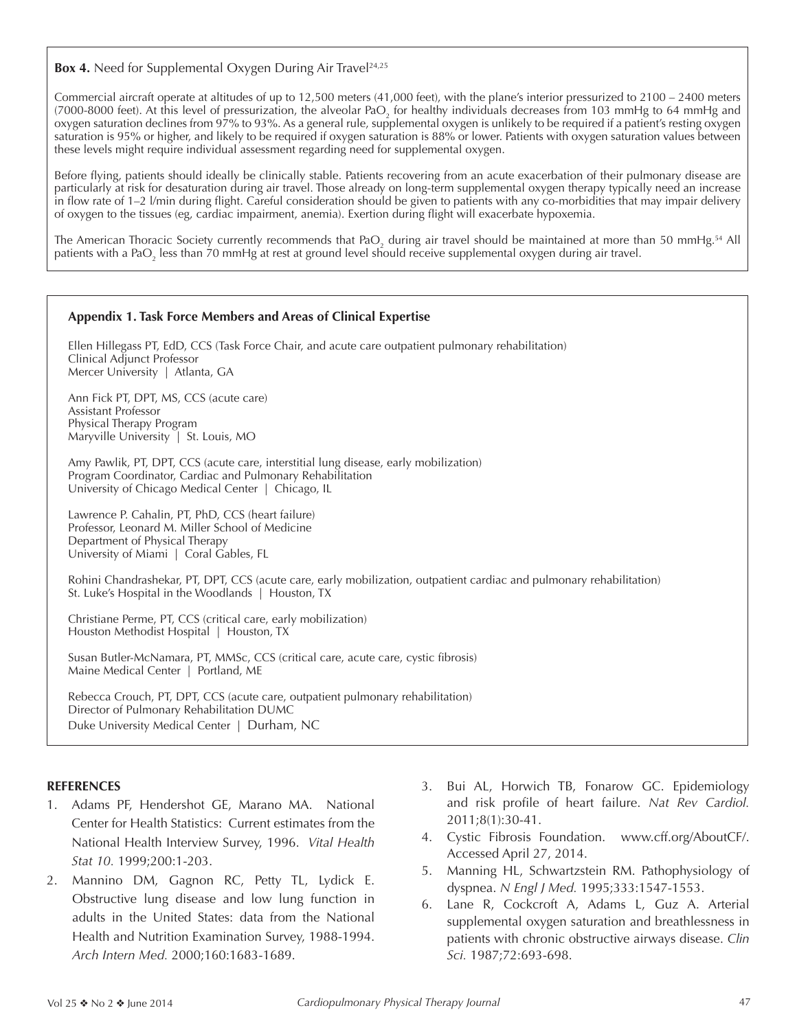**Box 4.** Need for Supplemental Oxygen During Air Travel[24,25]

Commercial aircraft operate at altitudes of up to 12,500 meters (41,000 feet), with the plane's interior pressurized to 2100 – 2400 meters (7000-8000 feet). At this level of pressurization, the alveolar $PaO_2$ for healthy individuals decreases from 103 mmHg to 64 mmHg and oxygen saturation declines from 97% to 93%. As a general rule, supplemental oxygen is unlikely to be required if a patient's resting oxygen saturation is 95% or higher, and likely to be required if oxygen saturation is 88% or lower. Patients with oxygen saturation values between these levels might require individual assessment regarding need for supplemental oxygen.

Before flying, patients should ideally be clinically stable. Patients recovering from an acute exacerbation of their pulmonary disease are particularly at risk for desaturation during air travel. Those already on long-term supplemental oxygen therapy typically need an increase in flow rate of 1–2 l/min during flight. Careful consideration should be given to patients with any co-morbidities that may impair delivery of oxygen to the tissues (eg, cardiac impairment, anemia). Exertion during flight will exacerbate hypoxemia.

The American Thoracic Society currently recommends that $PaO_2$ during air travel should be maintained at more than 50 mmHg.[54] All patients with a $PaO_2$ less than 70 mmHg at rest at ground level should receive supplemental oxygen during air travel.

**Appendix 1. Task Force Members and Areas of Clinical Expertise**

Ellen Hillegass PT, EdD, CCS (Task Force Chair, and acute care outpatient pulmonary rehabilitation)
Clinical Adjunct Professor
Mercer University | Atlanta, GA

Ann Fick PT, DPT, MS, CCS (acute care)
Assistant Professor
Physical Therapy Program
Maryville University | St. Louis, MO

Amy Pawlik, PT, DPT, CCS (acute care, interstitial lung disease, early mobilization)
Program Coordinator, Cardiac and Pulmonary Rehabilitation
University of Chicago Medical Center | Chicago, IL

Lawrence P. Cahalin, PT, PhD, CCS (heart failure)
Professor, Leonard M. Miller School of Medicine
Department of Physical Therapy
University of Miami | Coral Gables, FL

Rohini Chandrashekar, PT, DPT, CCS (acute care, early mobilization, outpatient cardiac and pulmonary rehabilitation)
St. Luke's Hospital in the Woodlands | Houston, TX

Christiane Perme, PT, CCS (critical care, early mobilization)
Houston Methodist Hospital | Houston, TX

Susan Butler-McNamara, PT, MMSc, CCS (critical care, acute care, cystic fibrosis)
Maine Medical Center | Portland, ME

Rebecca Crouch, PT, DPT, CCS (acute care, outpatient pulmonary rehabilitation)
Director of Pulmonary Rehabilitation DUMC
Duke University Medical Center | Durham, NC

**REFERENCES**

1. Adams PF, Hendershot GE, Marano MA. National Center for Health Statistics: Current estimates from the National Health Interview Survey, 1996. *Vital Health Stat 10.* 1999;200:1-203.
2. Mannino DM, Gagnon RC, Petty TL, Lydick E. Obstructive lung disease and low lung function in adults in the United States: data from the National Health and Nutrition Examination Survey, 1988-1994. *Arch Intern Med.* 2000;160:1683-1689.
3. Bui AL, Horwich TB, Fonarow GC. Epidemiology and risk profile of heart failure. *Nat Rev Cardiol.* 2011;8(1):30-41.
4. Cystic Fibrosis Foundation. www.cff.org/AboutCF/. Accessed April 27, 2014.
5. Manning HL, Schwartzstein RM. Pathophysiology of dyspnea. *N Engl J Med.* 1995;333:1547-1553.
6. Lane R, Cockcroft A, Adams L, Guz A. Arterial supplemental oxygen saturation and breathlessness in patients with chronic obstructive airways disease. *Clin Sci.* 1987;72:693-698.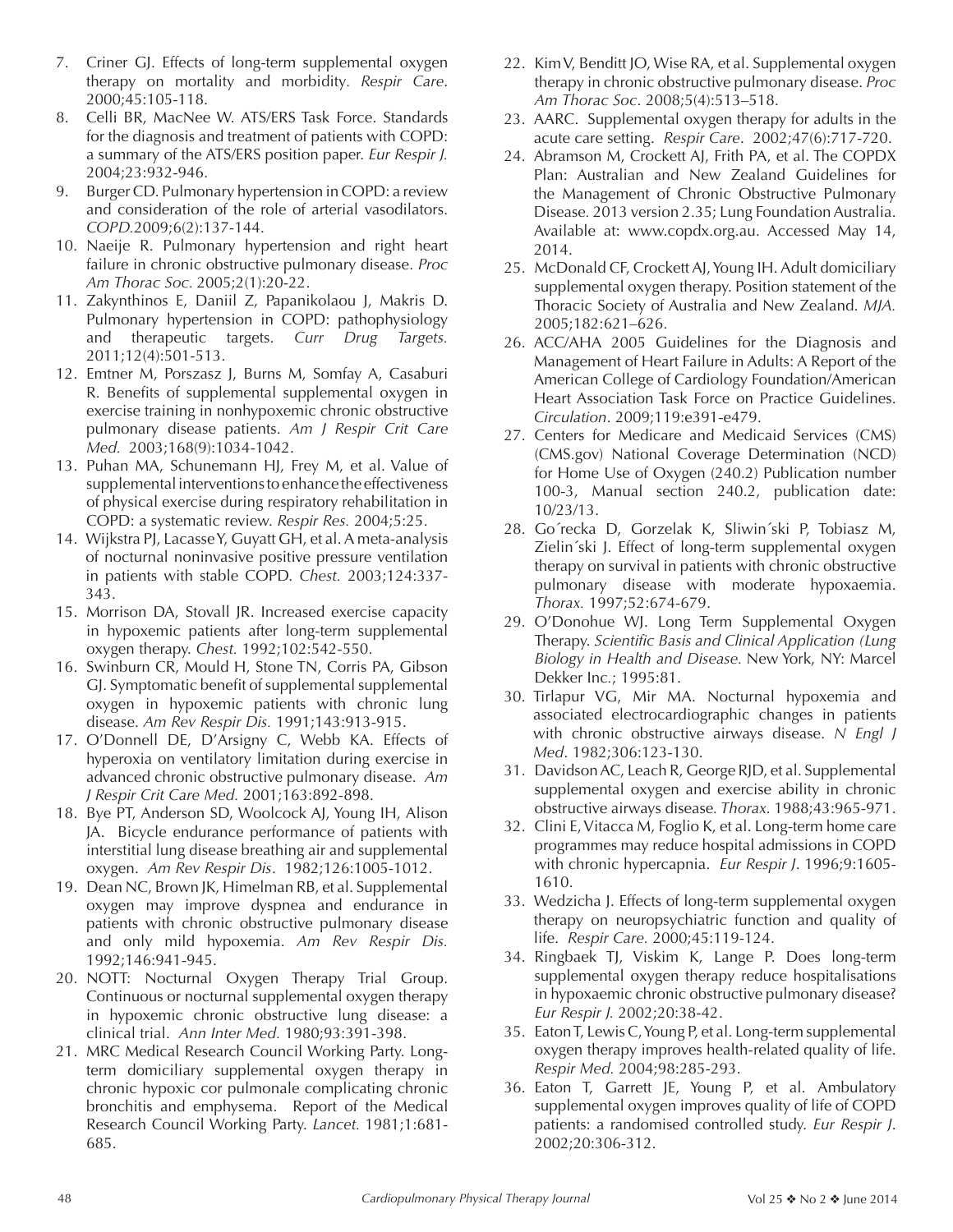7. Criner GJ. Effects of long-term supplemental oxygen therapy on mortality and morbidity. *Respir Care*. 2000;45:105-118.
8. Celli BR, MacNee W. ATS/ERS Task Force. Standards for the diagnosis and treatment of patients with COPD: a summary of the ATS/ERS position paper. *Eur Respir J.* 2004;23:932-946.
9. Burger CD. Pulmonary hypertension in COPD: a review and consideration of the role of arterial vasodilators. *COPD.*2009;6(2):137-144.
10. Naeije R. Pulmonary hypertension and right heart failure in chronic obstructive pulmonary disease. *Proc Am Thorac Soc.* 2005;2(1):20-22.
11. Zakynthinos E, Daniil Z, Papanikolaou J, Makris D. Pulmonary hypertension in COPD: pathophysiology and therapeutic targets. *Curr Drug Targets.* 2011;12(4):501-513.
12. Emtner M, Porszasz J, Burns M, Somfay A, Casaburi R. Benefits of supplemental supplemental oxygen in exercise training in nonhypoxemic chronic obstructive pulmonary disease patients. *Am J Respir Crit Care Med.* 2003;168(9):1034-1042.
13. Puhan MA, Schunemann HJ, Frey M, et al. Value of supplemental interventions to enhance the effectiveness of physical exercise during respiratory rehabilitation in COPD: a systematic review. *Respir Res.* 2004;5:25.
14. Wijkstra PJ, Lacasse Y, Guyatt GH, et al. A meta-analysis of nocturnal noninvasive positive pressure ventilation in patients with stable COPD. *Chest.* 2003;124:337-343.
15. Morrison DA, Stovall JR. Increased exercise capacity in hypoxemic patients after long-term supplemental oxygen therapy. *Chest.* 1992;102:542-550.
16. Swinburn CR, Mould H, Stone TN, Corris PA, Gibson GJ. Symptomatic benefit of supplemental supplemental oxygen in hypoxemic patients with chronic lung disease. *Am Rev Respir Dis.* 1991;143:913-915.
17. O'Donnell DE, D'Arsigny C, Webb KA. Effects of hyperoxia on ventilatory limitation during exercise in advanced chronic obstructive pulmonary disease. *Am J Respir Crit Care Med.* 2001;163:892-898.
18. Bye PT, Anderson SD, Woolcock AJ, Young IH, Alison JA. Bicycle endurance performance of patients with interstitial lung disease breathing air and supplemental oxygen. *Am Rev Respir Dis*. 1982;126:1005-1012.
19. Dean NC, Brown JK, Himelman RB, et al. Supplemental oxygen may improve dyspnea and endurance in patients with chronic obstructive pulmonary disease and only mild hypoxemia. *Am Rev Respir Dis.* 1992;146:941-945.
20. NOTT: Nocturnal Oxygen Therapy Trial Group. Continuous or nocturnal supplemental oxygen therapy in hypoxemic chronic obstructive lung disease: a clinical trial. *Ann Inter Med.* 1980;93:391-398.
21. MRC Medical Research Council Working Party. Long-term domiciliary supplemental oxygen therapy in chronic hypoxic cor pulmonale complicating chronic bronchitis and emphysema. Report of the Medical Research Council Working Party. *Lancet.* 1981;1:681-685.
22. Kim V, Benditt JO, Wise RA, et al. Supplemental oxygen therapy in chronic obstructive pulmonary disease. *Proc Am Thorac Soc*. 2008;5(4):513–518.
23. AARC. Supplemental oxygen therapy for adults in the acute care setting. *Respir Care*. 2002;47(6):717-720.
24. Abramson M, Crockett AJ, Frith PA, et al. The COPDX Plan: Australian and New Zealand Guidelines for the Management of Chronic Obstructive Pulmonary Disease. 2013 version 2.35; Lung Foundation Australia. Available at: www.copdx.org.au. Accessed May 14, 2014.
25. McDonald CF, Crockett AJ, Young IH. Adult domiciliary supplemental oxygen therapy. Position statement of the Thoracic Society of Australia and New Zealand. *MJA.* 2005;182:621–626.
26. ACC/AHA 2005 Guidelines for the Diagnosis and Management of Heart Failure in Adults: A Report of the American College of Cardiology Foundation/American Heart Association Task Force on Practice Guidelines. *Circulation*. 2009;119:e391-e479.
27. Centers for Medicare and Medicaid Services (CMS) (CMS.gov) National Coverage Determination (NCD) for Home Use of Oxygen (240.2) Publication number 100-3, Manual section 240.2, publication date: 10/23/13.
28. Go´recka D, Gorzelak K, Sliwin´ski P, Tobiasz M, Zielin´ski J. Effect of long-term supplemental oxygen therapy on survival in patients with chronic obstructive pulmonary disease with moderate hypoxaemia. *Thorax.* 1997;52:674-679.
29. O'Donohue WJ. Long Term Supplemental Oxygen Therapy. *Scientific Basis and Clinical Application (Lung Biology in Health and Disease.* New York, NY: Marcel Dekker Inc.; 1995:81.
30. Tirlapur VG, Mir MA. Nocturnal hypoxemia and associated electrocardiographic changes in patients with chronic obstructive airways disease. *N Engl J Med*. 1982;306:123-130.
31. Davidson AC, Leach R, George RJD, et al. Supplemental supplemental oxygen and exercise ability in chronic obstructive airways disease. *Thorax*. 1988;43:965-971.
32. Clini E, Vitacca M, Foglio K, et al. Long-term home care programmes may reduce hospital admissions in COPD with chronic hypercapnia. *Eur Respir J*. 1996;9:1605-1610.
33. Wedzicha J. Effects of long-term supplemental oxygen therapy on neuropsychiatric function and quality of life. *Respir Care.* 2000;45:119-124.
34. Ringbaek TJ, Viskim K, Lange P. Does long-term supplemental oxygen therapy reduce hospitalisations in hypoxaemic chronic obstructive pulmonary disease? *Eur Respir J.* 2002;20:38-42.
35. Eaton T, Lewis C, Young P, et al. Long-term supplemental oxygen therapy improves health-related quality of life. *Respir Med.* 2004;98:285-293.
36. Eaton T, Garrett JE, Young P, et al. Ambulatory supplemental oxygen improves quality of life of COPD patients: a randomised controlled study. *Eur Respir J.* 2002;20:306-312.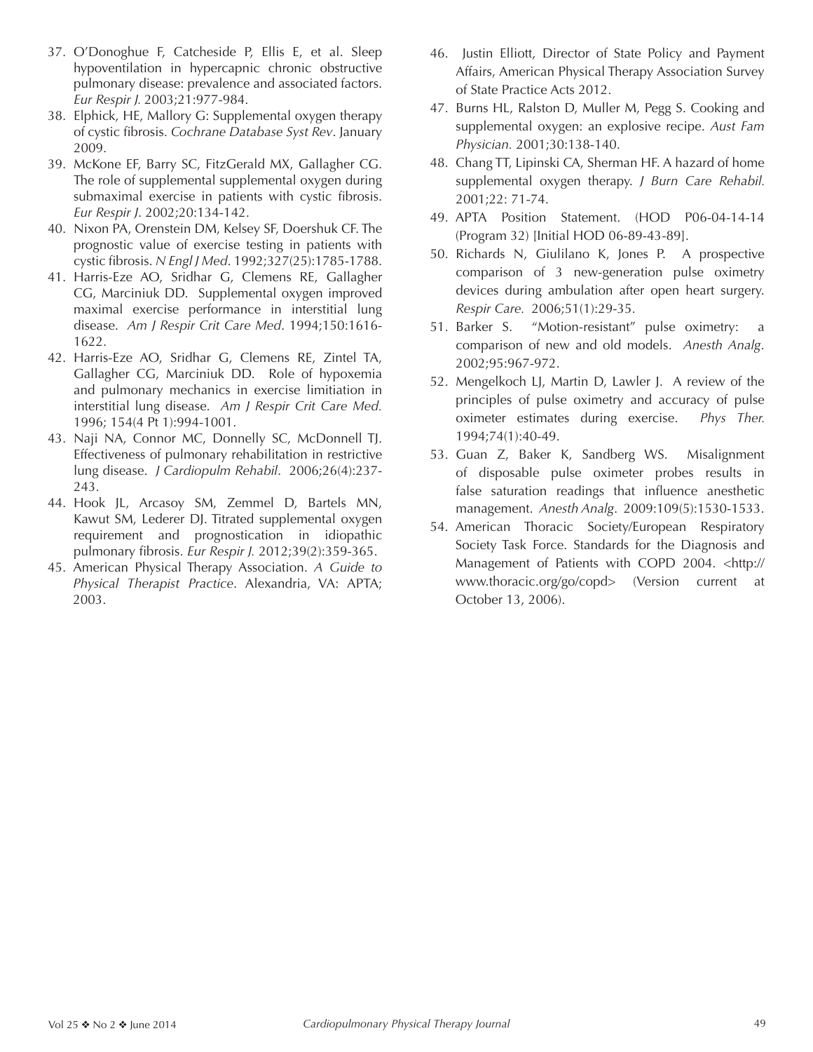37. O'Donoghue F, Catcheside P, Ellis E, et al. Sleep hypoventilation in hypercapnic chronic obstructive pulmonary disease: prevalence and associated factors. *Eur Respir J.* 2003;21:977-984.
38. Elphick, HE, Mallory G: Supplemental oxygen therapy of cystic fibrosis. *Cochrane Database Syst Rev*. January 2009.
39. McKone EF, Barry SC, FitzGerald MX, Gallagher CG. The role of supplemental supplemental oxygen during submaximal exercise in patients with cystic fibrosis. *Eur Respir J*. 2002;20:134-142.
40. Nixon PA, Orenstein DM, Kelsey SF, Doershuk CF. The prognostic value of exercise testing in patients with cystic fibrosis. *N Engl J Med*. 1992;327(25):1785-1788.
41. Harris-Eze AO, Sridhar G, Clemens RE, Gallagher CG, Marciniuk DD. Supplemental oxygen improved maximal exercise performance in interstitial lung disease. *Am J Respir Crit Care Med*. 1994;150:1616-1622.
42. Harris-Eze AO, Sridhar G, Clemens RE, Zintel TA, Gallagher CG, Marciniuk DD. Role of hypoxemia and pulmonary mechanics in exercise limitiation in interstitial lung disease. *Am J Respir Crit Care Med.* 1996; 154(4 Pt 1):994-1001.
43. Naji NA, Connor MC, Donnelly SC, McDonnell TJ. Effectiveness of pulmonary rehabilitation in restrictive lung disease. *J Cardiopulm Rehabil*. 2006;26(4):237-243.
44. Hook JL, Arcasoy SM, Zemmel D, Bartels MN, Kawut SM, Lederer DJ. Titrated supplemental oxygen requirement and prognostication in idiopathic pulmonary fibrosis. *Eur Respir J.* 2012;39(2):359-365.
45. American Physical Therapy Association. *A Guide to Physical Therapist Practice*. Alexandria, VA: APTA; 2003.
46. Justin Elliott, Director of State Policy and Payment Affairs, American Physical Therapy Association Survey of State Practice Acts 2012.
47. Burns HL, Ralston D, Muller M, Pegg S. Cooking and supplemental oxygen: an explosive recipe. *Aust Fam Physician.* 2001;30:138-140.
48. Chang TT, Lipinski CA, Sherman HF. A hazard of home supplemental oxygen therapy. *J Burn Care Rehabil.* 2001;22: 71-74.
49. APTA Position Statement. (HOD P06-04-14-14 (Program 32) [Initial HOD 06-89-43-89].
50. Richards N, Giulilano K, Jones P. A prospective comparison of 3 new-generation pulse oximetry devices during ambulation after open heart surgery. *Respir Care.* 2006;51(1):29-35.
51. Barker S. "Motion-resistant" pulse oximetry: a comparison of new and old models. *Anesth Analg*. 2002;95:967-972.
52. Mengelkoch LJ, Martin D, Lawler J. A review of the principles of pulse oximetry and accuracy of pulse oximeter estimates during exercise. *Phys Ther.* 1994;74(1):40-49.
53. Guan Z, Baker K, Sandberg WS. Misalignment of disposable pulse oximeter probes results in false saturation readings that influence anesthetic management. *Anesth Analg*. 2009:109(5):1530-1533.
54. American Thoracic Society/European Respiratory Society Task Force. Standards for the Diagnosis and Management of Patients with COPD 2004. <http://www.thoracic.org/go/copd> (Version current at October 13, 2006).